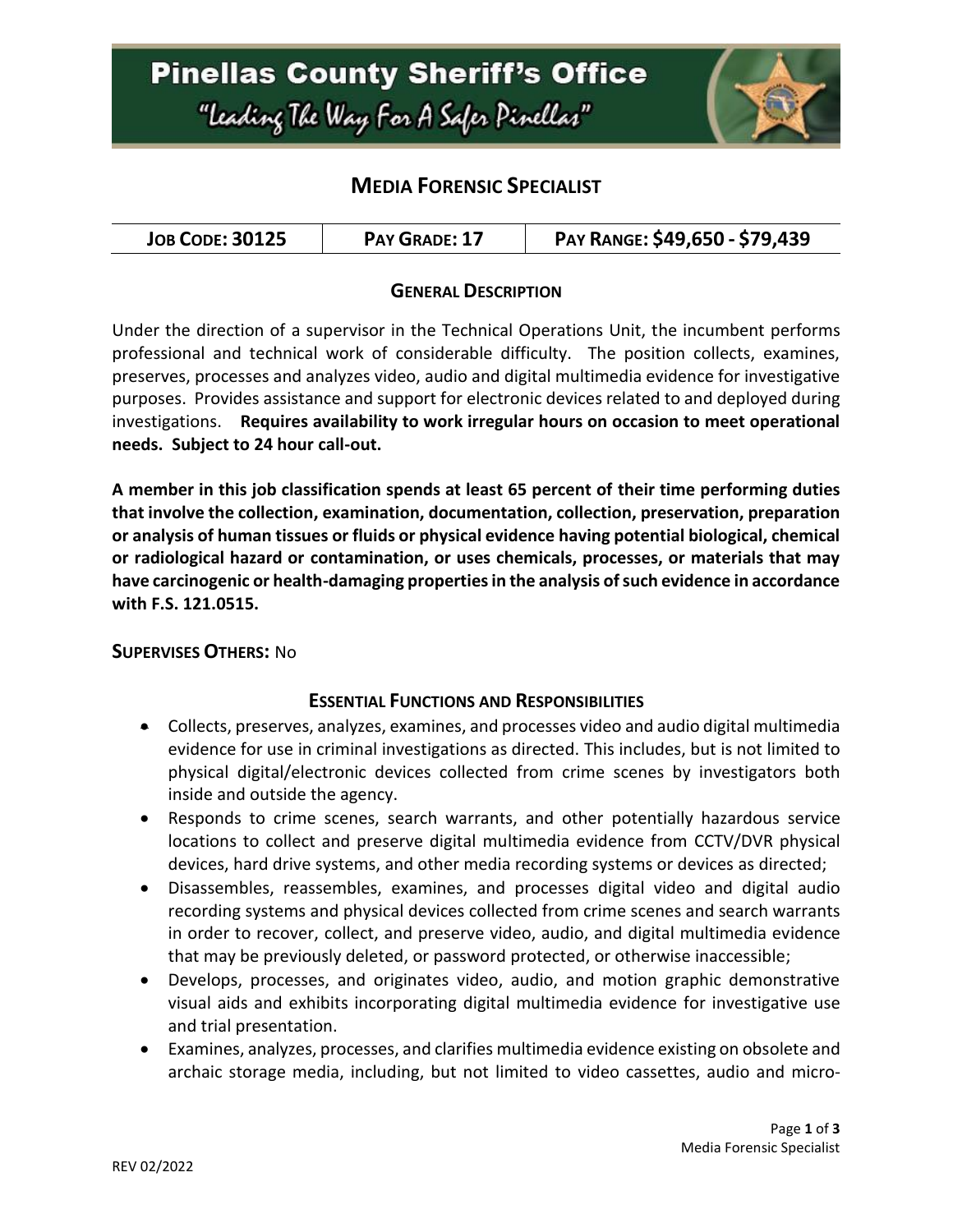# Pinellas County Sheriff's Office

"Leading The Way For A Safer Pinellas"

## MEDIA FORENSIC SPECIALIST

| JOB CODE: 30125 | PAY GRADE: 17 | PAY RANGE: $49,650 - $79,439 |
|---|---|---|

### GENERAL DESCRIPTION

Under the direction of a supervisor in the Technical Operations Unit, the incumbent performs professional and technical work of considerable difficulty. The position collects, examines, preserves, processes and analyzes video, audio and digital multimedia evidence for investigative purposes. Provides assistance and support for electronic devices related to and deployed during investigations. **Requires availability to work irregular hours on occasion to meet operational needs. Subject to 24 hour call-out.**

**A member in this job classification spends at least 65 percent of their time performing duties that involve the collection, examination, documentation, collection, preservation, preparation or analysis of human tissues or fluids or physical evidence having potential biological, chemical or radiological hazard or contamination, or uses chemicals, processes, or materials that may have carcinogenic or health-damaging properties in the analysis of such evidence in accordance with F.S. 121.0515.**

**SUPERVISES OTHERS:** No

### ESSENTIAL FUNCTIONS AND RESPONSIBILITIES

- Collects, preserves, analyzes, examines, and processes video and audio digital multimedia evidence for use in criminal investigations as directed. This includes, but is not limited to physical digital/electronic devices collected from crime scenes by investigators both inside and outside the agency.
- Responds to crime scenes, search warrants, and other potentially hazardous service locations to collect and preserve digital multimedia evidence from CCTV/DVR physical devices, hard drive systems, and other media recording systems or devices as directed;
- Disassembles, reassembles, examines, and processes digital video and digital audio recording systems and physical devices collected from crime scenes and search warrants in order to recover, collect, and preserve video, audio, and digital multimedia evidence that may be previously deleted, or password protected, or otherwise inaccessible;
- Develops, processes, and originates video, audio, and motion graphic demonstrative visual aids and exhibits incorporating digital multimedia evidence for investigative use and trial presentation.
- Examines, analyzes, processes, and clarifies multimedia evidence existing on obsolete and archaic storage media, including, but not limited to video cassettes, audio and micro-

REV 02/2022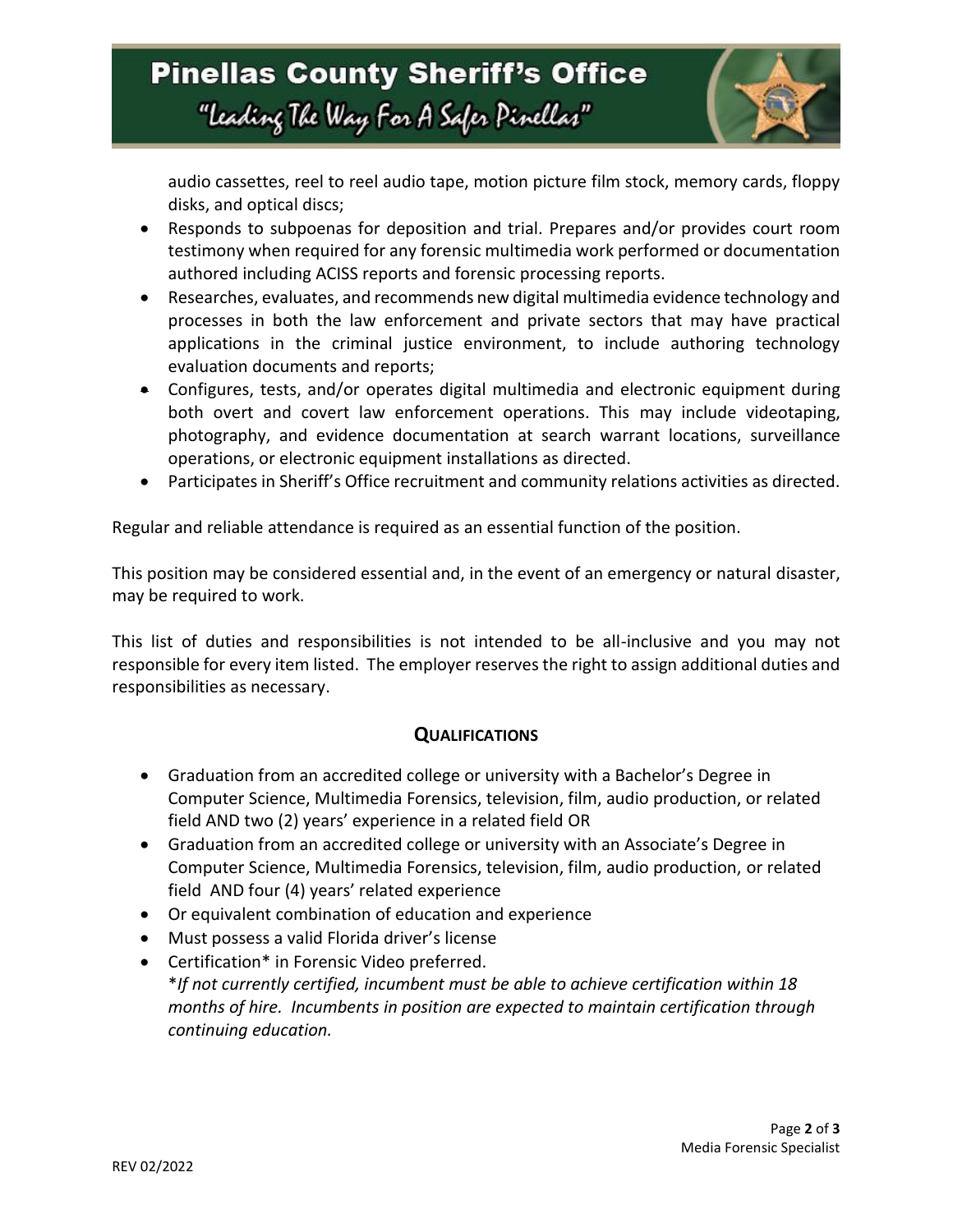audio cassettes, reel to reel audio tape, motion picture film stock, memory cards, floppy disks, and optical discs;

- Responds to subpoenas for deposition and trial. Prepares and/or provides court room testimony when required for any forensic multimedia work performed or documentation authored including ACISS reports and forensic processing reports.
- Researches, evaluates, and recommends new digital multimedia evidence technology and processes in both the law enforcement and private sectors that may have practical applications in the criminal justice environment, to include authoring technology evaluation documents and reports;
- Configures, tests, and/or operates digital multimedia and electronic equipment during both overt and covert law enforcement operations. This may include videotaping, photography, and evidence documentation at search warrant locations, surveillance operations, or electronic equipment installations as directed.
- Participates in Sheriff's Office recruitment and community relations activities as directed.

Regular and reliable attendance is required as an essential function of the position.

This position may be considered essential and, in the event of an emergency or natural disaster, may be required to work.

This list of duties and responsibilities is not intended to be all-inclusive and you may not responsible for every item listed. The employer reserves the right to assign additional duties and responsibilities as necessary.

## QUALIFICATIONS

- Graduation from an accredited college or university with a Bachelor's Degree in Computer Science, Multimedia Forensics, television, film, audio production, or related field AND two (2) years' experience in a related field OR
- Graduation from an accredited college or university with an Associate's Degree in Computer Science, Multimedia Forensics, television, film, audio production, or related field AND four (4) years' related experience
- Or equivalent combination of education and experience
- Must possess a valid Florida driver's license
- Certification* in Forensic Video preferred.
  *\*If not currently certified, incumbent must be able to achieve certification within 18 months of hire. Incumbents in position are expected to maintain certification through continuing education.*

REV 02/2022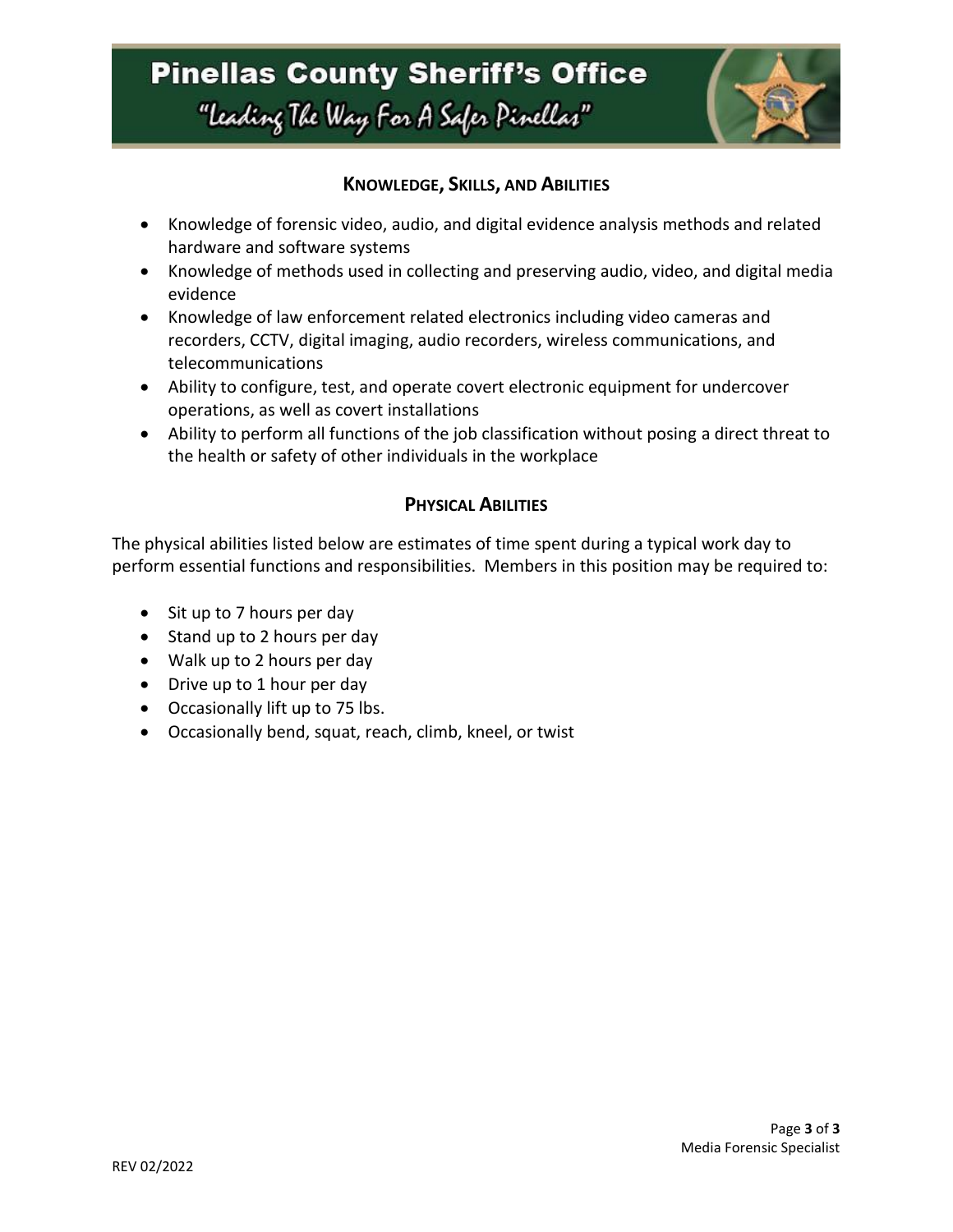## Knowledge, Skills, and Abilities

- Knowledge of forensic video, audio, and digital evidence analysis methods and related hardware and software systems
- Knowledge of methods used in collecting and preserving audio, video, and digital media evidence
- Knowledge of law enforcement related electronics including video cameras and recorders, CCTV, digital imaging, audio recorders, wireless communications, and telecommunications
- Ability to configure, test, and operate covert electronic equipment for undercover operations, as well as covert installations
- Ability to perform all functions of the job classification without posing a direct threat to the health or safety of other individuals in the workplace

## Physical Abilities

The physical abilities listed below are estimates of time spent during a typical work day to perform essential functions and responsibilities. Members in this position may be required to:

- Sit up to 7 hours per day
- Stand up to 2 hours per day
- Walk up to 2 hours per day
- Drive up to 1 hour per day
- Occasionally lift up to 75 lbs.
- Occasionally bend, squat, reach, climb, kneel, or twist

REV 02/2022